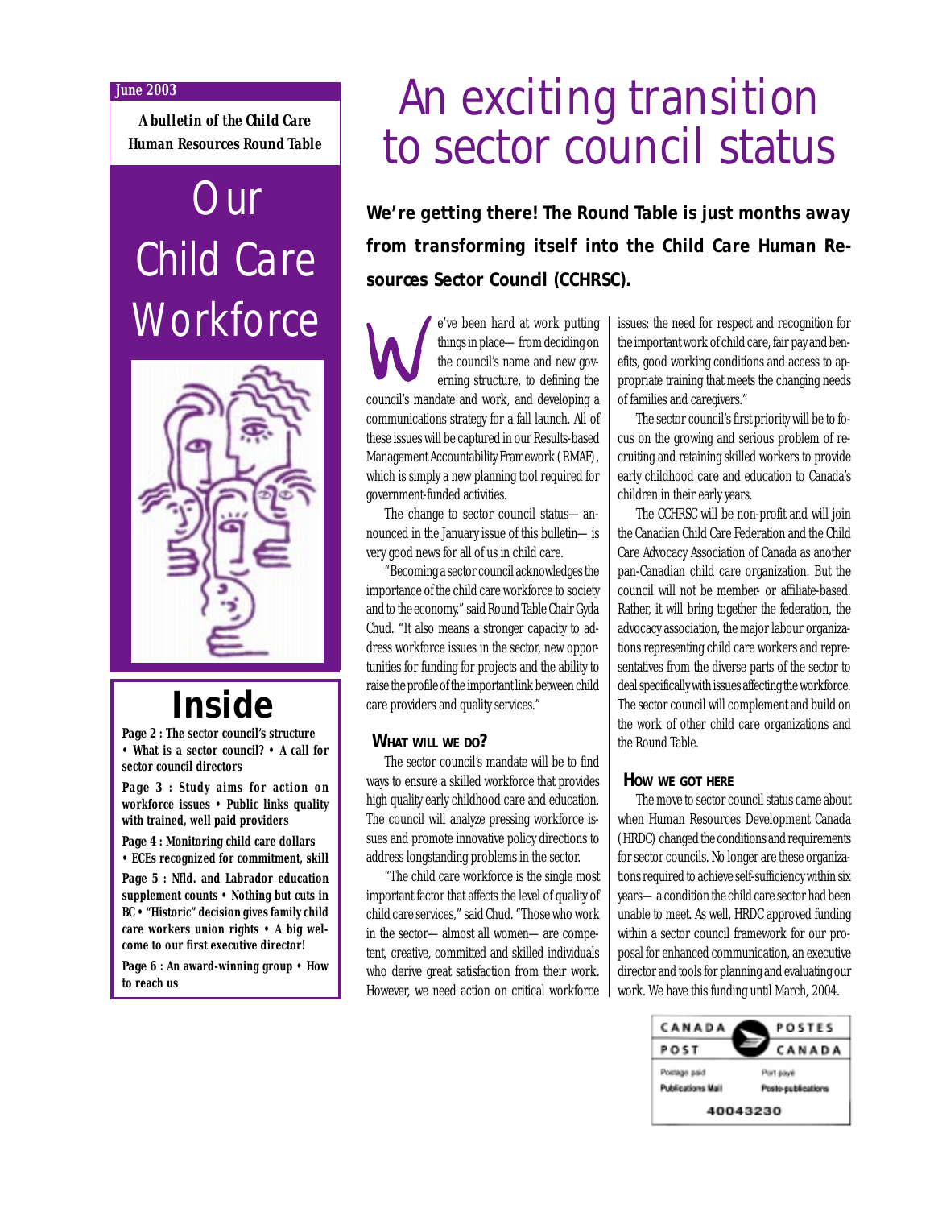June 2003

**A bulletin of the Child Care Human Resources Round Table**

# Our Child Care Workforce

## Inside

**Page 2 : The sector council's structure • What is a sector council? • A call for sector council directors**

**Page 3 : Study aims for action on workforce issues • Public links quality with trained, well paid providers**

**Page 4 : Monitoring child care dollars • ECEs recognized for commitment, skill**

**Page 5 : Nfld. and Labrador education supplement counts • Nothing but cuts in BC • "Historic" decision gives family child care workers union rights • A big welcome to our first executive director!**

**Page 6 : An award-winning group • How to reach us**

# An exciting transition to sector council status

**We're getting there! The Round Table is just months away from transforming itself into the Child Care Human Resources Sector Council (CCHRSC).**

We've been hard at work putting things in place—from deciding on the council's name and new governing structure, to defining the council's mandate and work, and developing a communications strategy for a fall launch. All of these issues will be captured in our Results-based Management Accountability Framework (RMAF), which is simply a new planning tool required for government-funded activities.

The change to sector council status—announced in the January issue of this bulletin—is very good news for all of us in child care.

"Becoming a sector council acknowledges the importance of the child care workforce to society and to the economy," said Round Table Chair Gyda Chud. "It also means a stronger capacity to address workforce issues in the sector, new opportunities for funding for projects and the ability to raise the profile of the important link between child care providers and quality services."

### What will we do?

The sector council's mandate will be to find ways to ensure a skilled workforce that provides high quality early childhood care and education. The council will analyze pressing workforce issues and promote innovative policy directions to address longstanding problems in the sector.

"The child care workforce is the single most important factor that affects the level of quality of child care services," said Chud. "Those who work in the sector—almost all women—are competent, creative, committed and skilled individuals who derive great satisfaction from their work. However, we need action on critical workforce issues: the need for respect and recognition for the important work of child care, fair pay and benefits, good working conditions and access to appropriate training that meets the changing needs of families and caregivers."

The sector council's first priority will be to focus on the growing and serious problem of recruiting and retaining skilled workers to provide early childhood care and education to Canada's children in their early years.

The CCHRSC will be non-profit and will join the Canadian Child Care Federation and the Child Care Advocacy Association of Canada as another pan-Canadian child care organization. But the council will not be member- or affiliate-based. Rather, it will bring together the federation, the advocacy association, the major labour organizations representing child care workers and representatives from the diverse parts of the sector to deal specifically with issues affecting the workforce. The sector council will complement and build on the work of other child care organizations and the Round Table.

### How we got here

The move to sector council status came about when Human Resources Development Canada (HRDC) changed the conditions and requirements for sector councils. No longer are these organizations required to achieve self-sufficiency within six years—a condition the child care sector had been unable to meet. As well, HRDC approved funding within a sector council framework for our proposal for enhanced communication, an executive director and tools for planning and evaluating our work. We have this funding until March, 2004.

CANADA POST / POSTES CANADA
Postage paid / Port payé
Publications Mail / Poste-publications
40043230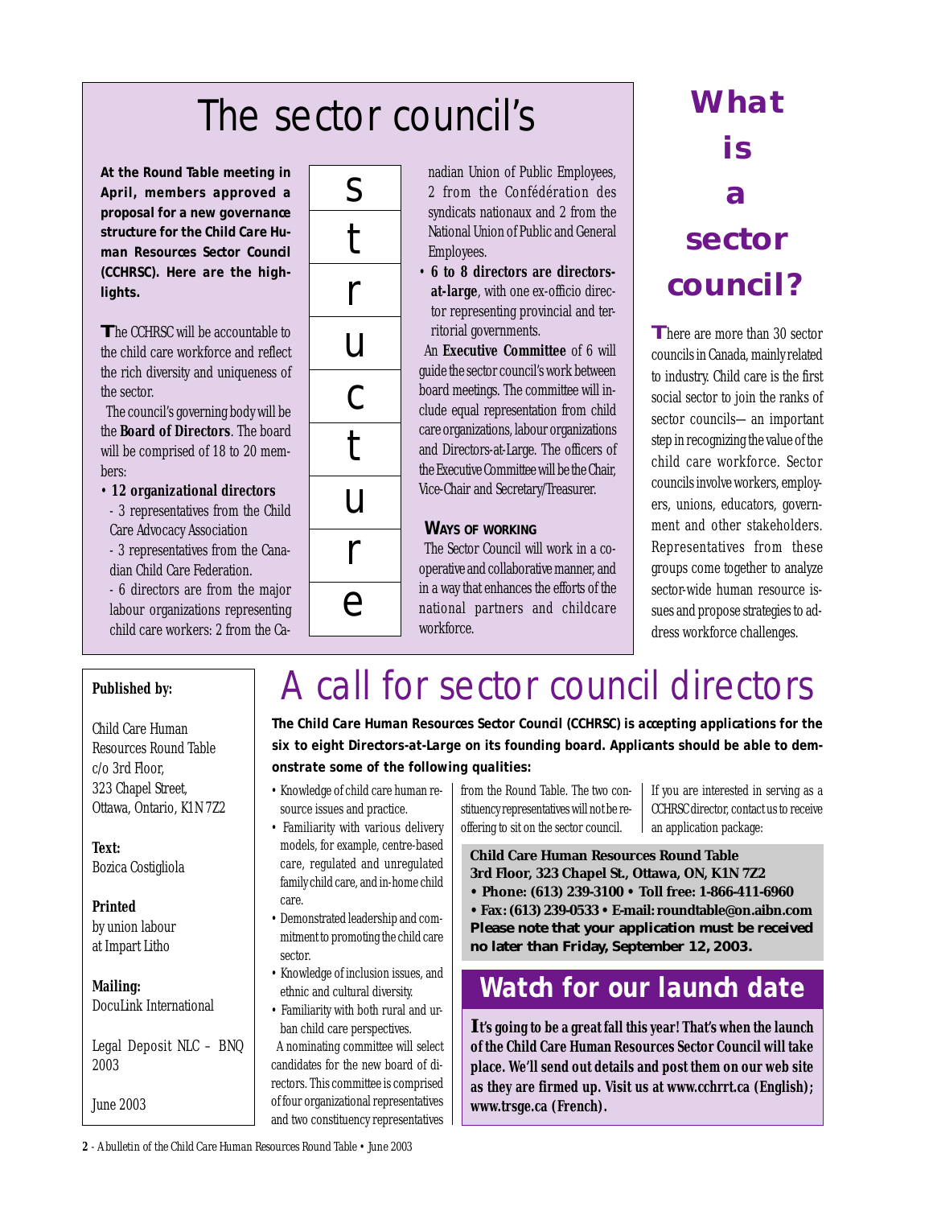# The sector council's structure

**At the Round Table meeting in April, members approved a proposal for a new governance structure for the Child Care Human Resources Sector Council (CCHRSC). Here are the highlights.**

The CCHRSC will be accountable to the child care workforce and reflect the rich diversity and uniqueness of the sector.

The council's governing body will be the **Board of Directors**. The board will be comprised of 18 to 20 members:

- **12 organizational directors**
  - 3 representatives from the Child Care Advocacy Association
  - 3 representatives from the Canadian Child Care Federation.
  - 6 directors are from the major labour organizations representing child care workers: 2 from the Canadian Union of Public Employees, 2 from the Confédération des syndicats nationaux and 2 from the National Union of Public and General Employees.
- **6 to 8 directors are directors-at-large**, with one ex-officio director representing provincial and territorial governments.

An **Executive Committee** of 6 will guide the sector council's work between board meetings. The committee will include equal representation from child care organizations, labour organizations and Directors-at-Large. The officers of the Executive Committee will be the Chair, Vice-Chair and Secretary/Treasurer.

**Ways of working**

The Sector Council will work in a cooperative and collaborative manner, and in a way that enhances the efforts of the national partners and childcare workforce.

## What is a sector council?

There are more than 30 sector councils in Canada, mainly related to industry. Child care is the first social sector to join the ranks of sector councils— an important step in recognizing the value of the child care workforce. Sector councils involve workers, employers, unions, educators, government and other stakeholders. Representatives from these groups come together to analyze sector-wide human resource issues and propose strategies to address workforce challenges.

# A call for sector council directors

**The Child Care Human Resources Sector Council (CCHRSC) is accepting applications for the six to eight Directors-at-Large on its founding board. Applicants should be able to demonstrate some of the following qualities:**

- Knowledge of child care human resource issues and practice.
- Familiarity with various delivery models, for example, centre-based care, regulated and unregulated family child care, and in-home child care.
- Demonstrated leadership and commitment to promoting the child care sector.
- Knowledge of inclusion issues, and ethnic and cultural diversity.
- Familiarity with both rural and urban child care perspectives.

A nominating committee will select candidates for the new board of directors. This committee is comprised of four organizational representatives and two constituency representatives from the Round Table. The two constituency representatives will not be re-offering to sit on the sector council.

If you are interested in serving as a CCHRSC director, contact us to receive an application package:

**Child Care Human Resources Round Table**
**3rd Floor, 323 Chapel St., Ottawa, ON, K1N 7Z2**
**• Phone: (613) 239-3100 • Toll free: 1-866-411-6960**
**• Fax: (613) 239-0533 • E-mail: roundtable@on.aibn.com**
**Please note that your application must be received no later than Friday, September 12, 2003.**

## Watch for our launch date

**It's going to be a great fall this year! That's when the launch of the Child Care Human Resources Sector Council will take place. We'll send out details and post them on our web site as they are firmed up. Visit us at www.cchrrt.ca (English); www.trsge.ca (French).**

**Published by:**

Child Care Human Resources Round Table
c/o 3rd Floor,
323 Chapel Street,
Ottawa, Ontario, K1N 7Z2

**Text:**
Bozica Costigliola

**Printed**
by union labour
at Impart Litho

**Mailing:**
DocuLink International

Legal Deposit NLC – BNQ 2003

June 2003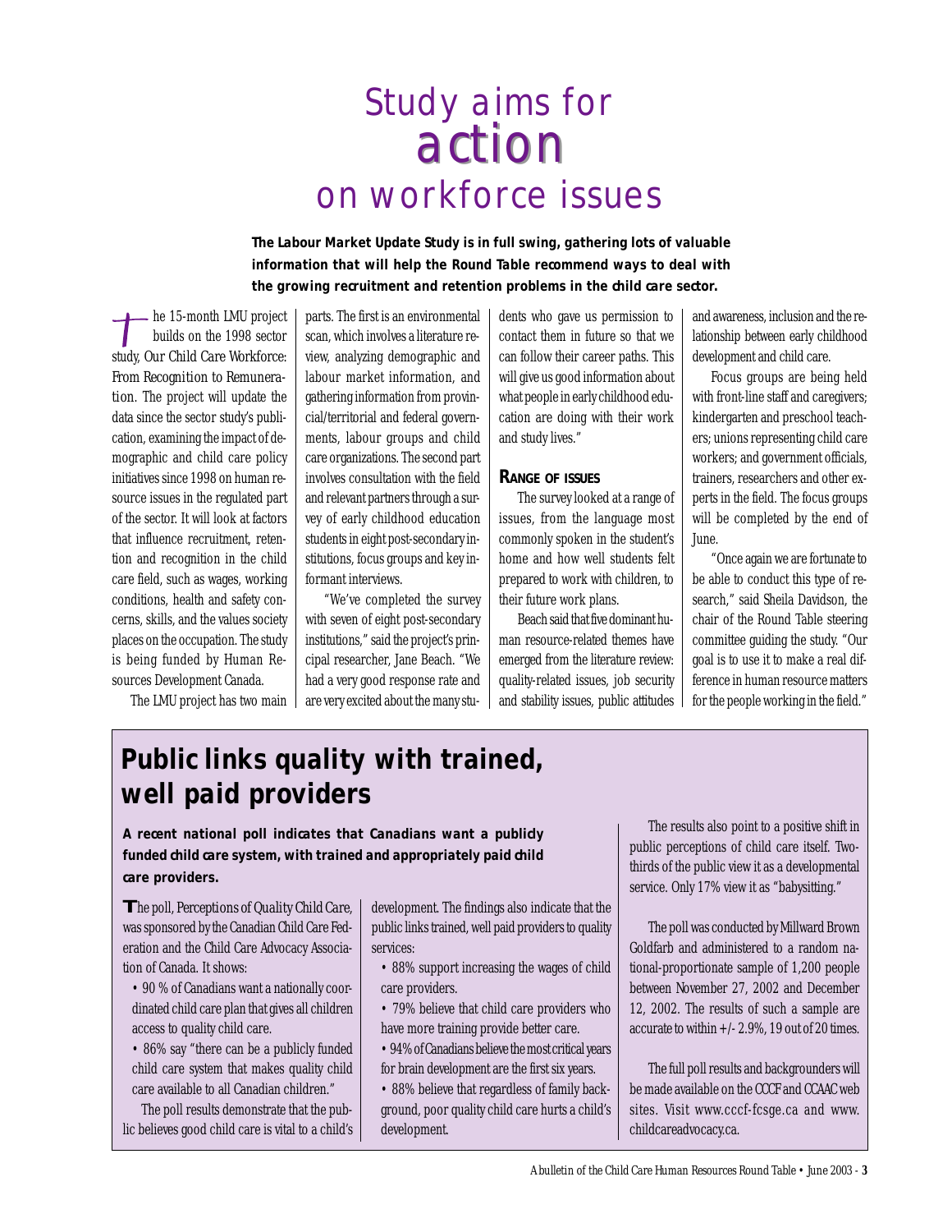# Study aims for action on workforce issues

**The Labour Market Update Study is in full swing, gathering lots of valuable information that will help the Round Table recommend ways to deal with the growing recruitment and retention problems in the child care sector.**

The 15-month LMU project builds on the 1998 sector study, *Our Child Care Workforce: From Recognition to Remuneration*. The project will update the data since the sector study's publication, examining the impact of demographic and child care policy initiatives since 1998 on human resource issues in the regulated part of the sector. It will look at factors that influence recruitment, retention and recognition in the child care field, such as wages, working conditions, health and safety concerns, skills, and the values society places on the occupation. The study is being funded by Human Resources Development Canada.

The LMU project has two main parts. The first is an environmental scan, which involves a literature review, analyzing demographic and labour market information, and gathering information from provincial/territorial and federal governments, labour groups and child care organizations. The second part involves consultation with the field and relevant partners through a survey of early childhood education students in eight post-secondary institutions, focus groups and key informant interviews.

"We've completed the survey with seven of eight post-secondary institutions," said the project's principal researcher, Jane Beach. "We had a very good response rate and are very excited about the many students who gave us permission to contact them in future so that we can follow their career paths. This will give us good information about what people in early childhood education are doing with their work and study lives."

### Range of issues

The survey looked at a range of issues, from the language most commonly spoken in the student's home and how well students felt prepared to work with children, to their future work plans.

Beach said that five dominant human resource-related themes have emerged from the literature review: quality-related issues, job security and stability issues, public attitudes and awareness, inclusion and the relationship between early childhood development and child care.

Focus groups are being held with front-line staff and caregivers; kindergarten and preschool teachers; unions representing child care workers; and government officials, trainers, researchers and other experts in the field. The focus groups will be completed by the end of June.

"Once again we are fortunate to be able to conduct this type of research," said Sheila Davidson, the chair of the Round Table steering committee guiding the study. "Our goal is to use it to make a real difference in human resource matters for the people working in the field."

## Public links quality with trained, well paid providers

**A recent national poll indicates that Canadians want a publicly funded child care system, with trained and appropriately paid child care providers.**

The poll, *Perceptions of Quality Child Care*, was sponsored by the Canadian Child Care Federation and the Child Care Advocacy Association of Canada. It shows:

- 90 % of Canadians want a nationally coordinated child care plan that gives all children access to quality child care.
- 86% say "there can be a publicly funded child care system that makes quality child care available to all Canadian children."

The poll results demonstrate that the public believes good child care is vital to a child's development. The findings also indicate that the public links trained, well paid providers to quality services:

- 88% support increasing the wages of child care providers.
- 79% believe that child care providers who have more training provide better care.
- 94% of Canadians believe the most critical years for brain development are the first six years.
- 88% believe that regardless of family background, poor quality child care hurts a child's development.

The results also point to a positive shift in public perceptions of child care itself. Two-thirds of the public view it as a developmental service. Only 17% view it as "babysitting."

The poll was conducted by Millward Brown Goldfarb and administered to a random national-proportionate sample of 1,200 people between November 27, 2002 and December 12, 2002. The results of such a sample are accurate to within +/- 2.9%, 19 out of 20 times.

The full poll results and backgrounders will be made available on the CCCF and CCAAC web sites. Visit www.cccf-fcsge.ca and www.childcareadvocacy.ca.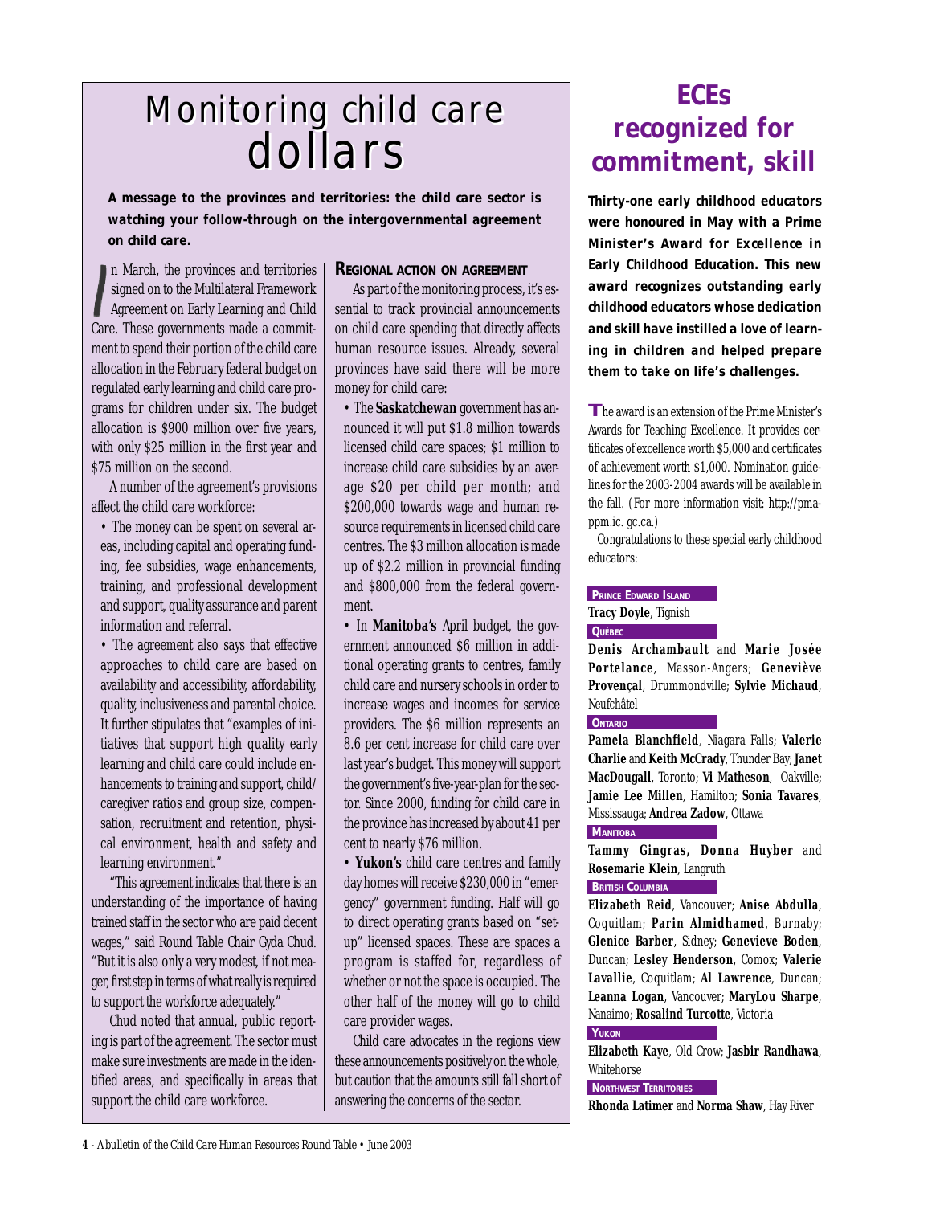# Monitoring child care dollars

**A message to the provinces and territories: the child care sector is watching your follow-through on the intergovernmental agreement on child care.**

In March, the provinces and territories signed on to the Multilateral Framework Agreement on Early Learning and Child Care. These governments made a commitment to spend their portion of the child care allocation in the February federal budget on regulated early learning and child care programs for children under six. The budget allocation is $900 million over five years, with only $25 million in the first year and $75 million on the second.

A number of the agreement's provisions affect the child care workforce:

- The money can be spent on several areas, including capital and operating funding, fee subsidies, wage enhancements, training, and professional development and support, quality assurance and parent information and referral.
- The agreement also says that effective approaches to child care are based on availability and accessibility, affordability, quality, inclusiveness and parental choice. It further stipulates that "examples of initiatives that support high quality early learning and child care could include enhancements to training and support, child/caregiver ratios and group size, compensation, recruitment and retention, physical environment, health and safety and learning environment."

"This agreement indicates that there is an understanding of the importance of having trained staff in the sector who are paid decent wages," said Round Table Chair Gyda Chud. "But it is also only a very modest, if not meager, first step in terms of what really is required to support the workforce adequately."

Chud noted that annual, public reporting is part of the agreement. The sector must make sure investments are made in the identified areas, and specifically in areas that support the child care workforce.

## Regional action on agreement

As part of the monitoring process, it's essential to track provincial announcements on child care spending that directly affects human resource issues. Already, several provinces have said there will be more money for child care:

- The **Saskatchewan** government has announced it will put $1.8 million towards licensed child care spaces; $1 million to increase child care subsidies by an average $20 per child per month; and $200,000 towards wage and human resource requirements in licensed child care centres. The $3 million allocation is made up of $2.2 million in provincial funding and $800,000 from the federal government.
- In **Manitoba's** April budget, the government announced $6 million in additional operating grants to centres, family child care and nursery schools in order to increase wages and incomes for service providers. The $6 million represents an 8.6 per cent increase for child care over last year's budget. This money will support the government's five-year-plan for the sector. Since 2000, funding for child care in the province has increased by about 41 per cent to nearly $76 million.
- **Yukon's** child care centres and family day homes will receive $230,000 in "emergency" government funding. Half will go to direct operating grants based on "set-up" licensed spaces. These are spaces a program is staffed for, regardless of whether or not the space is occupied. The other half of the money will go to child care provider wages.

Child care advocates in the regions view these announcements positively on the whole, but caution that the amounts still fall short of answering the concerns of the sector.

# ECEs recognized for commitment, skill

**Thirty-one early childhood educators were honoured in May with a Prime Minister's Award for Excellence in Early Childhood Education. This new award recognizes outstanding early childhood educators whose dedication and skill have instilled a love of learning in children and helped prepare them to take on life's challenges.**

The award is an extension of the Prime Minister's Awards for Teaching Excellence. It provides certificates of excellence worth $5,000 and certificates of achievement worth $1,000. Nomination guidelines for the 2003-2004 awards will be available in the fall. (For more information visit: http://pma-ppm.ic. gc.ca.)

Congratulations to these special early childhood educators:

**PRINCE EDWARD ISLAND**

**Tracy Doyle**, Tignish

**QUÉBEC**

**Denis Archambault** and **Marie Josée Portelance**, Masson-Angers; **Geneviève Provençal**, Drummondville; **Sylvie Michaud**, Neufchâtel

**ONTARIO**

**Pamela Blanchfield**, Niagara Falls; **Valerie Charlie** and **Keith McCrady**, Thunder Bay; **Janet MacDougall**, Toronto; **Vi Matheson**, Oakville; **Jamie Lee Millen**, Hamilton; **Sonia Tavares**, Mississauga; **Andrea Zadow**, Ottawa

**MANITOBA**

**Tammy Gingras, Donna Huyber** and **Rosemarie Klein**, Langruth

**BRITISH COLUMBIA**

**Elizabeth Reid**, Vancouver; **Anise Abdulla**, Coquitlam; **Parin Almidhamed**, Burnaby; **Glenice Barber**, Sidney; **Genevieve Boden**, Duncan; **Lesley Henderson**, Comox; **Valerie Lavallie**, Coquitlam; **Al Lawrence**, Duncan; **Leanna Logan**, Vancouver; **MaryLou Sharpe**, Nanaimo; **Rosalind Turcotte**, Victoria

**YUKON**

**Elizabeth Kaye**, Old Crow; **Jasbir Randhawa**, Whitehorse

**NORTHWEST TERRITORIES**

**Rhonda Latimer** and **Norma Shaw**, Hay River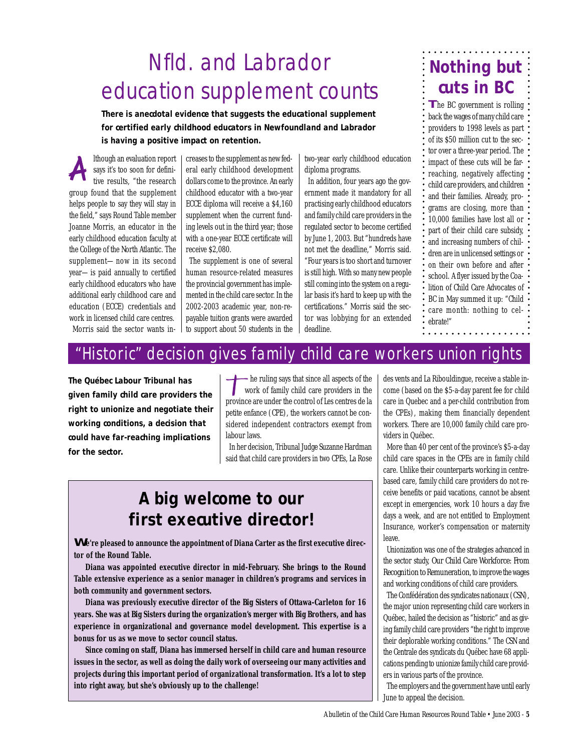# Nfld. and Labrador education supplement counts

**There is anecdotal evidence that suggests the educational supplement for certified early childhood educators in Newfoundland and Labrador is having a positive impact on retention.**

Although an evaluation report says it's too soon for definitive results, "the research group found that the supplement helps people to say they will stay in the field," says Round Table member Joanne Morris, an educator in the early childhood education faculty at the College of the North Atlantic. The supplement—now in its second year—is paid annually to certified early childhood educators who have additional early childhood care and education (ECCE) credentials and work in licensed child care centres.

Morris said the sector wants increases to the supplement as new federal early childhood development dollars come to the province. An early childhood educator with a two-year ECCE diploma will receive a $4,160 supplement when the current funding levels out in the third year; those with a one-year ECCE certificate will receive $2,080.

The supplement is one of several human resource-related measures the provincial government has implemented in the child care sector. In the 2002-2003 academic year, non-repayable tuition grants were awarded to support about 50 students in the two-year early childhood education diploma programs.

In addition, four years ago the government made it mandatory for all practising early childhood educators and family child care providers in the regulated sector to become certified by June 1, 2003. But "hundreds have not met the deadline," Morris said. "Four years is too short and turnover is still high. With so many new people still coming into the system on a regular basis it's hard to keep up with the certifications." Morris said the sector was lobbying for an extended deadline.

## Nothing but cuts in BC

The BC government is rolling back the wages of many child care providers to 1998 levels as part of its $50 million cut to the sector over a three-year period. The impact of these cuts will be far-reaching, negatively affecting child care providers, and children and their families. Already, programs are closing, more than 10,000 families have lost all or part of their child care subsidy, and increasing numbers of children are in unlicensed settings or on their own before and after school. A flyer issued by the Coalition of Child Care Advocates of BC in May summed it up: "Child care month: nothing to celebrate!"

# "Historic" decision gives family child care workers union rights

**The Québec Labour Tribunal has given family child care providers the right to unionize and negotiate their working conditions, a decision that could have far-reaching implications for the sector.**

The ruling says that since all aspects of the work of family child care providers in the province are under the control of Les centres de la petite enfance (CPE), the workers cannot be considered independent contractors exempt from labour laws.

In her decision, Tribunal Judge Suzanne Hardman said that child care providers in two CPEs, La Rose des vents and La Ribouldingue, receive a stable income (based on the $5-a-day parent fee for child care in Quebec and a per-child contribution from the CPEs), making them financially dependent workers. There are 10,000 family child care providers in Québec.

More than 40 per cent of the province's $5-a-day child care spaces in the CPEs are in family child care. Unlike their counterparts working in centre-based care, family child care providers do not receive benefits or paid vacations, cannot be absent except in emergencies, work 10 hours a day five days a week, and are not entitled to Employment Insurance, worker's compensation or maternity leave.

Unionization was one of the strategies advanced in the sector study, *Our Child Care Workforce: From Recognition to Remuneration*, to improve the wages and working conditions of child care providers.

The Confédération des syndicates nationaux (CSN), the major union representing child care workers in Québec, hailed the decision as "historic" and as giving family child care providers "the right to improve their deplorable working conditions." The CSN and the Centrale des syndicats du Québec have 68 applications pending to unionize family child care providers in various parts of the province.

The employers and the government have until early June to appeal the decision.

## A big welcome to our first executive director!

**We're pleased to announce the appointment of Diana Carter as the first executive director of the Round Table.**

**Diana was appointed executive director in mid-February. She brings to the Round Table extensive experience as a senior manager in children's programs and services in both community and government sectors.**

**Diana was previously executive director of the Big Sisters of Ottawa-Carleton for 16 years. She was at Big Sisters during the organization's merger with Big Brothers, and has experience in organizational and governance model development. This expertise is a bonus for us as we move to sector council status.**

**Since coming on staff, Diana has immersed herself in child care and human resource issues in the sector, as well as doing the daily work of overseeing our many activities and projects during this important period of organizational transformation. It's a lot to step into right away, but she's obviously up to the challenge!**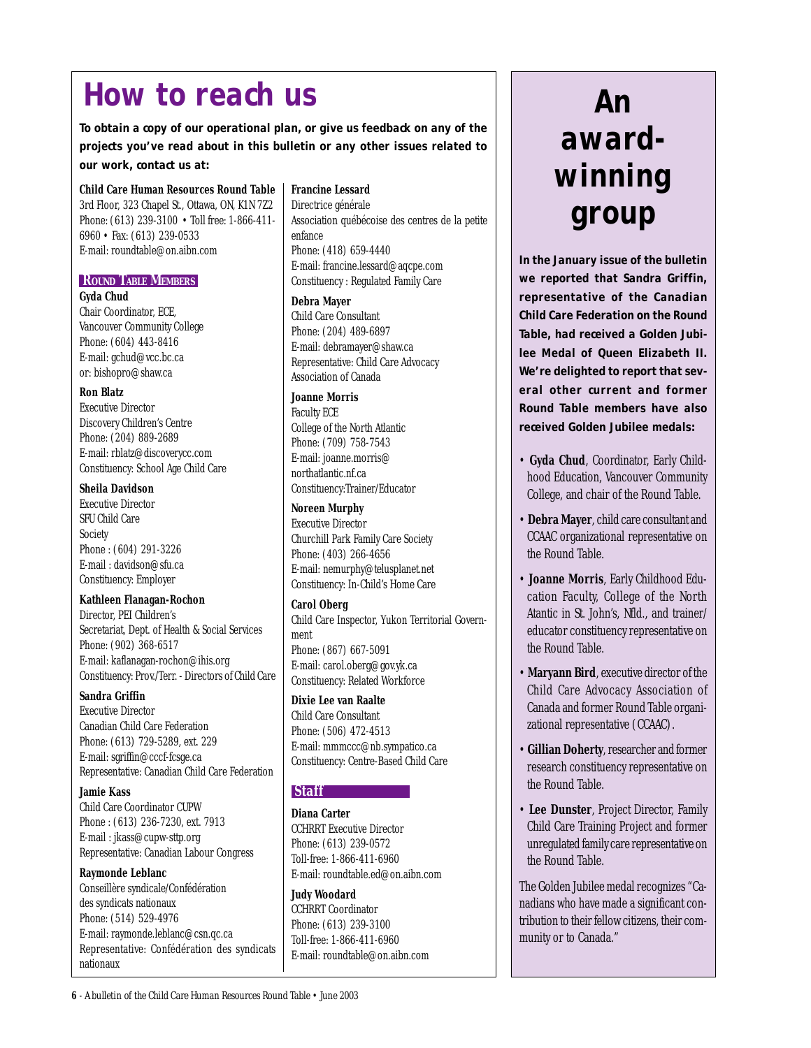# How to reach us

**To obtain a copy of our operational plan, or give us feedback on any of the projects you've read about in this bulletin or any other issues related to our work, contact us at:**

**Child Care Human Resources Round Table**
3rd Floor, 323 Chapel St., Ottawa, ON, K1N 7Z2
Phone: (613) 239-3100 • Toll free: 1-866-411-6960 • Fax: (613) 239-0533
E-mail: roundtable@on.aibn.com

## Round Table Members

**Gyda Chud**
Chair Coordinator, ECE,
Vancouver Community College
Phone: (604) 443-8416
E-mail: gchud@vcc.bc.ca
or: bishopro@shaw.ca

**Ron Blatz**
Executive Director
Discovery Children's Centre
Phone: (204) 889-2689
E-mail: rblatz@discoverycc.com
Constituency: School Age Child Care

**Sheila Davidson**
Executive Director
SFU Child Care
Society
Phone : (604) 291-3226
E-mail : davidson@sfu.ca
Constituency: Employer

**Kathleen Flanagan-Rochon**
Director, PEI Children's
Secretariat, Dept. of Health & Social Services
Phone: (902) 368-6517
E-mail: kaflanagan-rochon@ihis.org
Constituency: Prov./Terr. - Directors of Child Care

**Sandra Griffin**
Executive Director
Canadian Child Care Federation
Phone: (613) 729-5289, ext. 229
E-mail: sgriffin@cccf-fcsge.ca
Representative: Canadian Child Care Federation

**Jamie Kass**
Child Care Coordinator CUPW
Phone : (613) 236-7230, ext. 7913
E-mail : jkass@cupw-sttp.org
Representative: Canadian Labour Congress

**Raymonde Leblanc**
Conseillère syndicale/Confédération des syndicats nationaux
Phone: (514) 529-4976
E-mail: raymonde.leblanc@csn.qc.ca
Representative: Confédération des syndicats nationaux

**Francine Lessard**
Directrice générale
Association québécoise des centres de la petite enfance
Phone: (418) 659-4440
E-mail: francine.lessard@aqcpe.com
Constituency : Regulated Family Care

**Debra Mayer**
Child Care Consultant
Phone: (204) 489-6897
E-mail: debramayer@shaw.ca
Representative: Child Care Advocacy Association of Canada

**Joanne Morris**
Faculty ECE
College of the North Atlantic
Phone: (709) 758-7543
E-mail: joanne.morris@northatlantic.nf.ca
Constituency:Trainer/Educator

**Noreen Murphy**
Executive Director
Churchill Park Family Care Society
Phone: (403) 266-4656
E-mail: nemurphy@telusplanet.net
Constituency: In-Child's Home Care

**Carol Oberg**
Child Care Inspector, Yukon Territorial Government
Phone: (867) 667-5091
E-mail: carol.oberg@gov.yk.ca
Constituency: Related Workforce

**Dixie Lee van Raalte**
Child Care Consultant
Phone: (506) 472-4513
E-mail: mmmccc@nb.sympatico.ca
Constituency: Centre-Based Child Care

## Staff

**Diana Carter**
CCHRRT Executive Director
Phone: (613) 239-0572
Toll-free: 1-866-411-6960
E-mail: roundtable.ed@on.aibn.com

**Judy Woodard**
CCHRRT Coordinator
Phone: (613) 239-3100
Toll-free: 1-866-411-6960
E-mail: roundtable@on.aibn.com

# An award-winning group

**In the January issue of the bulletin we reported that Sandra Griffin, representative of the Canadian Child Care Federation on the Round Table, had received a Golden Jubilee Medal of Queen Elizabeth II. We're delighted to report that several other current and former Round Table members have also received Golden Jubilee medals:**

- **Gyda Chud**, Coordinator, Early Childhood Education, Vancouver Community College, and chair of the Round Table.
- **Debra Mayer**, child care consultant and CCAAC organizational representative on the Round Table.
- **Joanne Morris**, Early Childhood Education Faculty, College of the North Atlantic in St. John's, Nfld., and trainer/educator constituency representative on the Round Table.
- **Maryann Bird**, executive director of the Child Care Advocacy Association of Canada and former Round Table organizational representative (CCAAC).
- **Gillian Doherty**, researcher and former research constituency representative on the Round Table.
- **Lee Dunster**, Project Director, Family Child Care Training Project and former unregulated family care representative on the Round Table.

The Golden Jubilee medal recognizes "Canadians who have made a significant contribution to their fellow citizens, their community or to Canada."